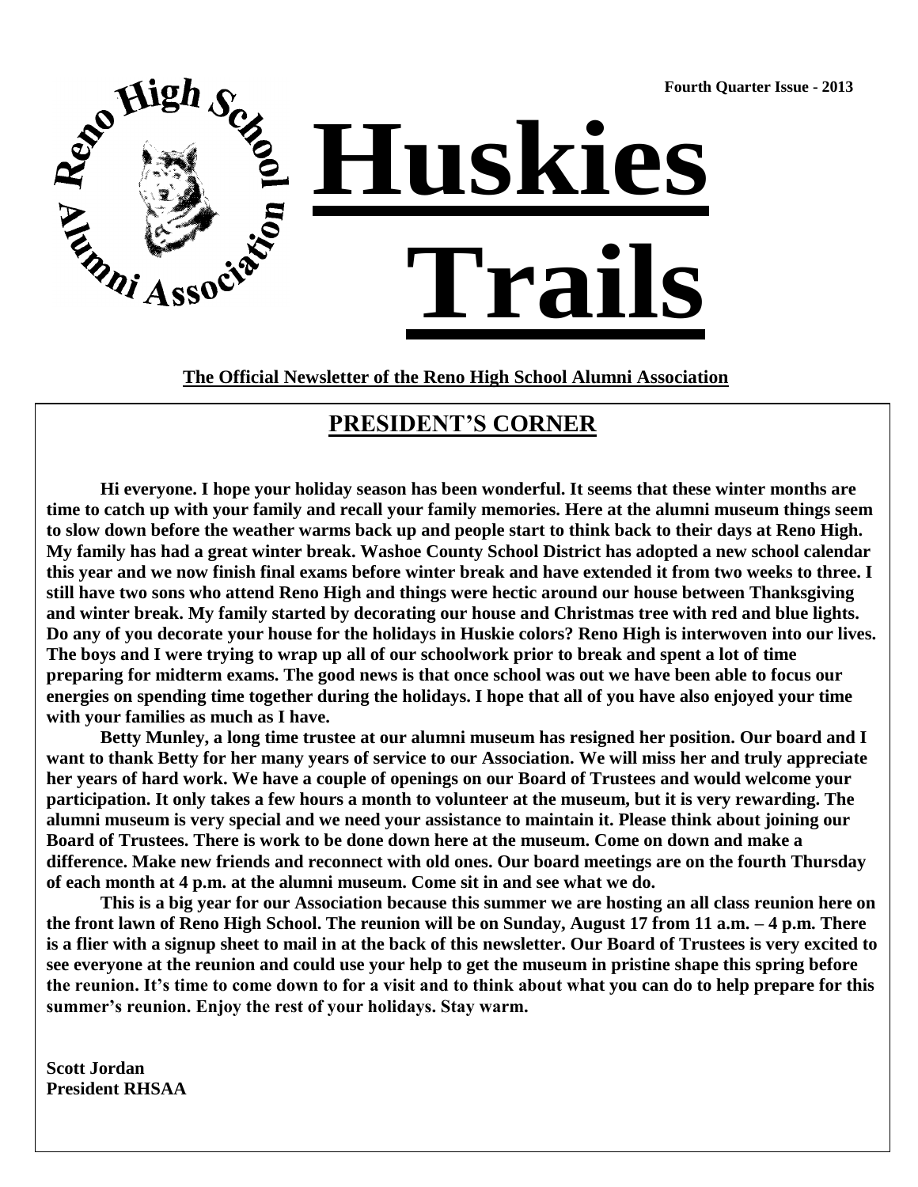Fourth Quarter Issue - 2013

Reno High School Alumni Association

# Huskies Trails

**The Official Newsletter of the Reno High School Alumni Association**

## PRESIDENT'S CORNER

**Hi everyone. I hope your holiday season has been wonderful. It seems that these winter months are time to catch up with your family and recall your family memories. Here at the alumni museum things seem to slow down before the weather warms back up and people start to think back to their days at Reno High. My family has had a great winter break. Washoe County School District has adopted a new school calendar this year and we now finish final exams before winter break and have extended it from two weeks to three. I still have two sons who attend Reno High and things were hectic around our house between Thanksgiving and winter break. My family started by decorating our house and Christmas tree with red and blue lights. Do any of you decorate your house for the holidays in Huskie colors? Reno High is interwoven into our lives. The boys and I were trying to wrap up all of our schoolwork prior to break and spent a lot of time preparing for midterm exams. The good news is that once school was out we have been able to focus our energies on spending time together during the holidays. I hope that all of you have also enjoyed your time with your families as much as I have.**

**Betty Munley, a long time trustee at our alumni museum has resigned her position. Our board and I want to thank Betty for her many years of service to our Association. We will miss her and truly appreciate her years of hard work. We have a couple of openings on our Board of Trustees and would welcome your participation. It only takes a few hours a month to volunteer at the museum, but it is very rewarding. The alumni museum is very special and we need your assistance to maintain it. Please think about joining our Board of Trustees. There is work to be done down here at the museum. Come on down and make a difference. Make new friends and reconnect with old ones. Our board meetings are on the fourth Thursday of each month at 4 p.m. at the alumni museum. Come sit in and see what we do.**

**This is a big year for our Association because this summer we are hosting an all class reunion here on the front lawn of Reno High School. The reunion will be on Sunday, August 17 from 11 a.m. – 4 p.m. There is a flier with a signup sheet to mail in at the back of this newsletter. Our Board of Trustees is very excited to see everyone at the reunion and could use your help to get the museum in pristine shape this spring before the reunion. It's time to come down to for a visit and to think about what you can do to help prepare for this summer's reunion. Enjoy the rest of your holidays. Stay warm.**

**Scott Jordan**
**President RHSAA**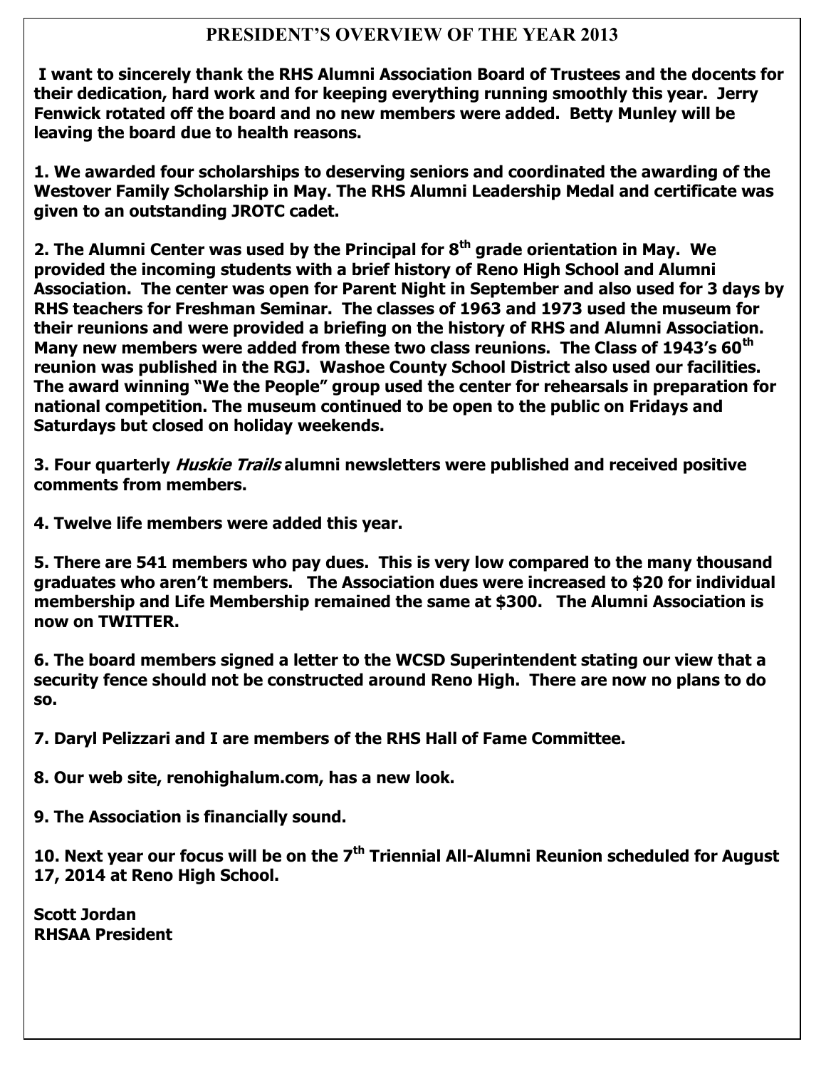## PRESIDENT'S OVERVIEW OF THE YEAR 2013

**I want to sincerely thank the RHS Alumni Association Board of Trustees and the docents for their dedication, hard work and for keeping everything running smoothly this year. Jerry Fenwick rotated off the board and no new members were added. Betty Munley will be leaving the board due to health reasons.**

**1. We awarded four scholarships to deserving seniors and coordinated the awarding of the Westover Family Scholarship in May. The RHS Alumni Leadership Medal and certificate was given to an outstanding JROTC cadet.**

**2. The Alumni Center was used by the Principal for 8th grade orientation in May. We provided the incoming students with a brief history of Reno High School and Alumni Association. The center was open for Parent Night in September and also used for 3 days by RHS teachers for Freshman Seminar. The classes of 1963 and 1973 used the museum for their reunions and were provided a briefing on the history of RHS and Alumni Association. Many new members were added from these two class reunions. The Class of 1943's 60th reunion was published in the RGJ. Washoe County School District also used our facilities. The award winning "We the People" group used the center for rehearsals in preparation for national competition. The museum continued to be open to the public on Fridays and Saturdays but closed on holiday weekends.**

**3. Four quarterly *Huskie Trails* alumni newsletters were published and received positive comments from members.**

**4. Twelve life members were added this year.**

**5. There are 541 members who pay dues. This is very low compared to the many thousand graduates who aren't members. The Association dues were increased to $20 for individual membership and Life Membership remained the same at $300. The Alumni Association is now on TWITTER.**

**6. The board members signed a letter to the WCSD Superintendent stating our view that a security fence should not be constructed around Reno High. There are now no plans to do so.**

**7. Daryl Pelizzari and I are members of the RHS Hall of Fame Committee.**

**8. Our web site, renohighalum.com, has a new look.**

**9. The Association is financially sound.**

**10. Next year our focus will be on the 7th Triennial All-Alumni Reunion scheduled for August 17, 2014 at Reno High School.**

**Scott Jordan**
**RHSAA President**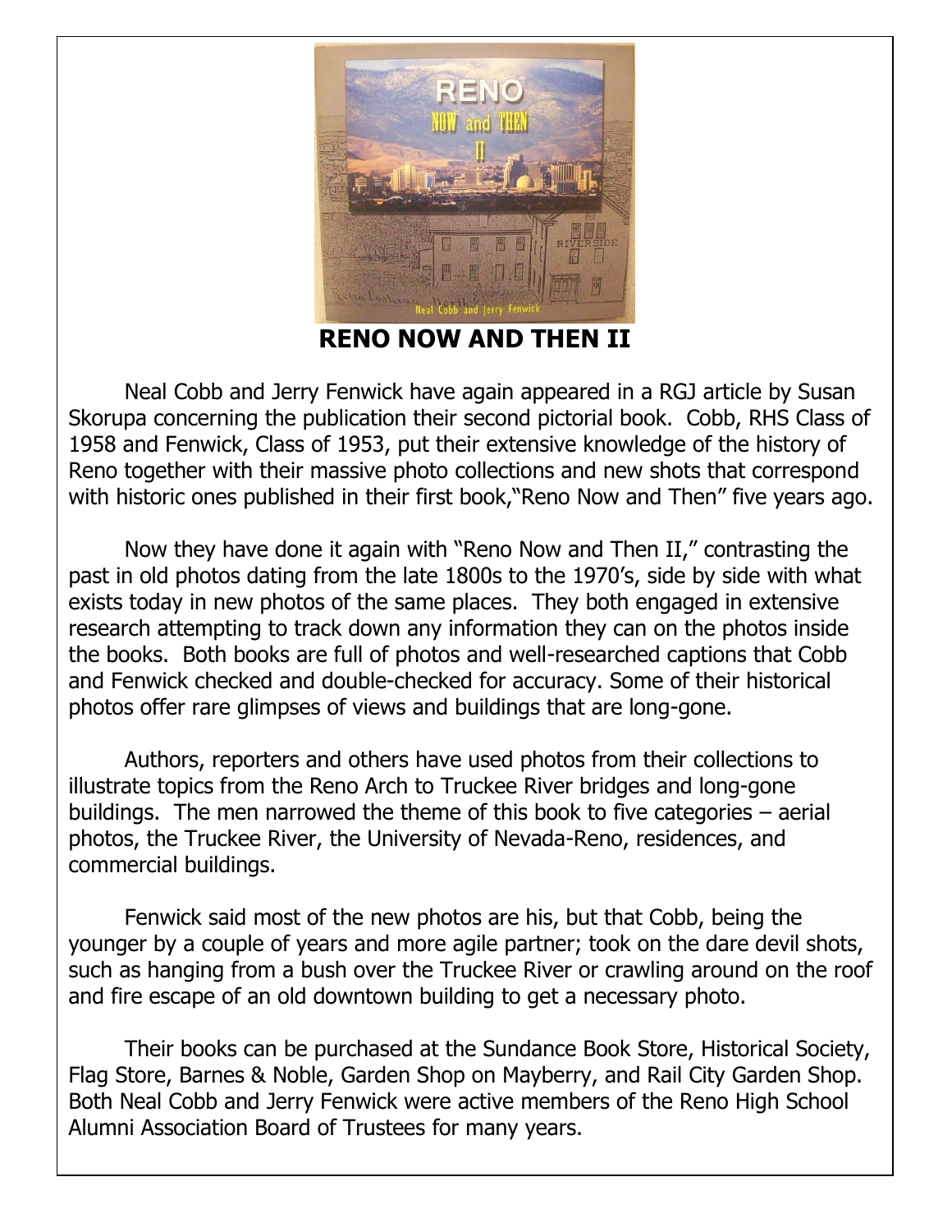## RENO NOW AND THEN II

Neal Cobb and Jerry Fenwick have again appeared in a RGJ article by Susan Skorupa concerning the publication their second pictorial book. Cobb, RHS Class of 1958 and Fenwick, Class of 1953, put their extensive knowledge of the history of Reno together with their massive photo collections and new shots that correspond with historic ones published in their first book,"Reno Now and Then" five years ago.

Now they have done it again with "Reno Now and Then II," contrasting the past in old photos dating from the late 1800s to the 1970's, side by side with what exists today in new photos of the same places. They both engaged in extensive research attempting to track down any information they can on the photos inside the books. Both books are full of photos and well-researched captions that Cobb and Fenwick checked and double-checked for accuracy. Some of their historical photos offer rare glimpses of views and buildings that are long-gone.

Authors, reporters and others have used photos from their collections to illustrate topics from the Reno Arch to Truckee River bridges and long-gone buildings. The men narrowed the theme of this book to five categories – aerial photos, the Truckee River, the University of Nevada-Reno, residences, and commercial buildings.

Fenwick said most of the new photos are his, but that Cobb, being the younger by a couple of years and more agile partner; took on the dare devil shots, such as hanging from a bush over the Truckee River or crawling around on the roof and fire escape of an old downtown building to get a necessary photo.

Their books can be purchased at the Sundance Book Store, Historical Society, Flag Store, Barnes & Noble, Garden Shop on Mayberry, and Rail City Garden Shop. Both Neal Cobb and Jerry Fenwick were active members of the Reno High School Alumni Association Board of Trustees for many years.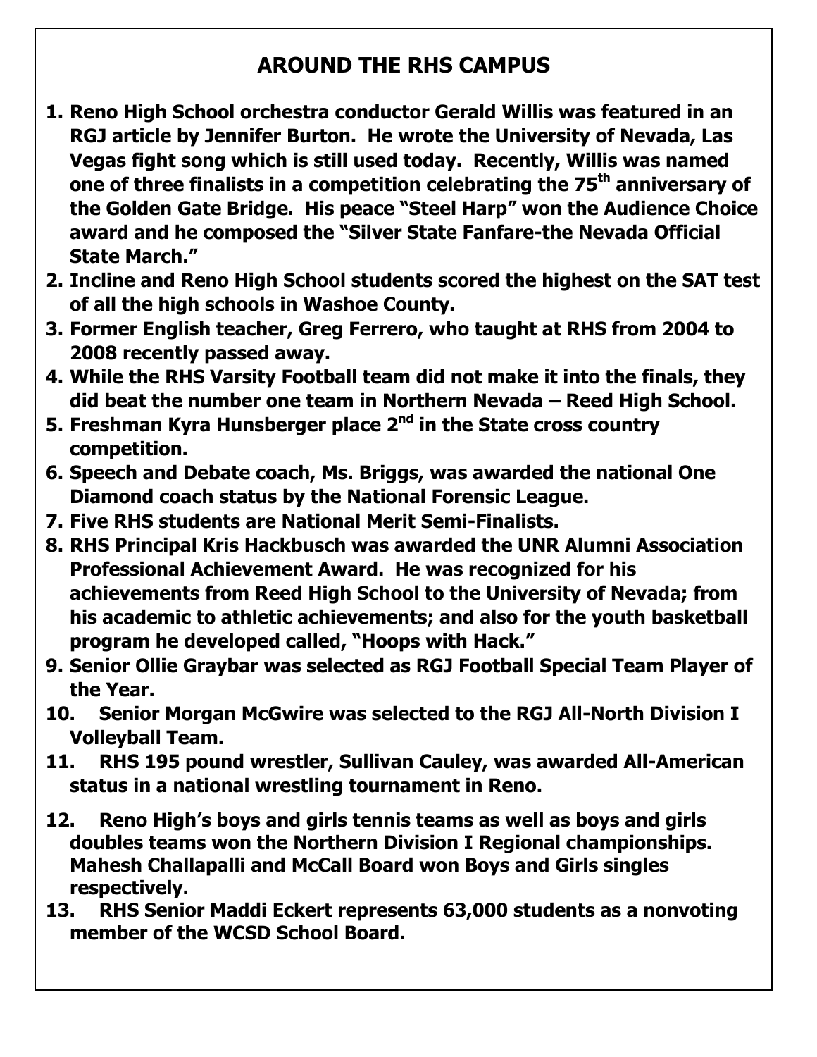## AROUND THE RHS CAMPUS

1. **Reno High School orchestra conductor Gerald Willis was featured in an RGJ article by Jennifer Burton. He wrote the University of Nevada, Las Vegas fight song which is still used today. Recently, Willis was named one of three finalists in a competition celebrating the 75th anniversary of the Golden Gate Bridge. His peace "Steel Harp" won the Audience Choice award and he composed the "Silver State Fanfare-the Nevada Official State March."**
2. **Incline and Reno High School students scored the highest on the SAT test of all the high schools in Washoe County.**
3. **Former English teacher, Greg Ferrero, who taught at RHS from 2004 to 2008 recently passed away.**
4. **While the RHS Varsity Football team did not make it into the finals, they did beat the number one team in Northern Nevada – Reed High School.**
5. **Freshman Kyra Hunsberger place 2nd in the State cross country competition.**
6. **Speech and Debate coach, Ms. Briggs, was awarded the national One Diamond coach status by the National Forensic League.**
7. **Five RHS students are National Merit Semi-Finalists.**
8. **RHS Principal Kris Hackbusch was awarded the UNR Alumni Association Professional Achievement Award. He was recognized for his achievements from Reed High School to the University of Nevada; from his academic to athletic achievements; and also for the youth basketball program he developed called, "Hoops with Hack."**
9. **Senior Ollie Graybar was selected as RGJ Football Special Team Player of the Year.**
10. **Senior Morgan McGwire was selected to the RGJ All-North Division I Volleyball Team.**
11. **RHS 195 pound wrestler, Sullivan Cauley, was awarded All-American status in a national wrestling tournament in Reno.**
12. **Reno High's boys and girls tennis teams as well as boys and girls doubles teams won the Northern Division I Regional championships. Mahesh Challapalli and McCall Board won Boys and Girls singles respectively.**
13. **RHS Senior Maddi Eckert represents 63,000 students as a nonvoting member of the WCSD School Board.**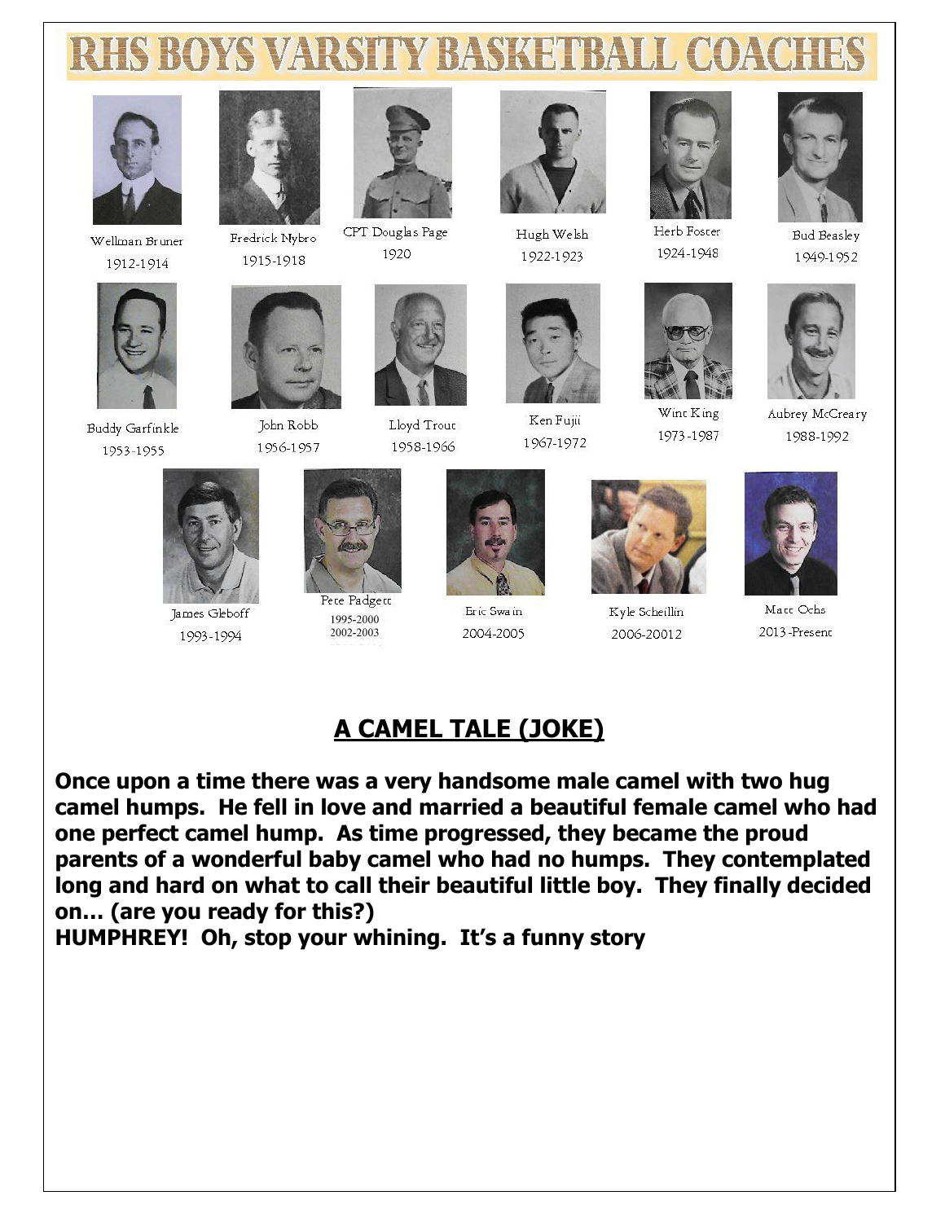# RHS BOYS VARSITY BASKETBALL COACHES

Wellman Bruner
1912-1914

Fredrick Nybro
1915-1918

CPT Douglas Page
1920

Hugh Welsh
1922-1923

Herb Foster
1924-1948

Bud Beasley
1949-1952

Buddy Garfinkle
1953-1955

John Robb
1956-1957

Lloyd Trout
1958-1966

Ken Fujii
1967-1972

Wint King
1973-1987

Aubrey McCreary
1988-1992

James Gleboff
1993-1994

Pete Padgett
1995-2000
2002-2003

Eric Swain
2004-2005

Kyle Scheillin
2006-20012

Matt Ochs
2013-Present

## A CAMEL TALE (JOKE)

**Once upon a time there was a very handsome male camel with two hug camel humps. He fell in love and married a beautiful female camel who had one perfect camel hump. As time progressed, they became the proud parents of a wonderful baby camel who had no humps. They contemplated long and hard on what to call their beautiful little boy. They finally decided on… (are you ready for this?)**
**HUMPHREY! Oh, stop your whining. It's a funny story**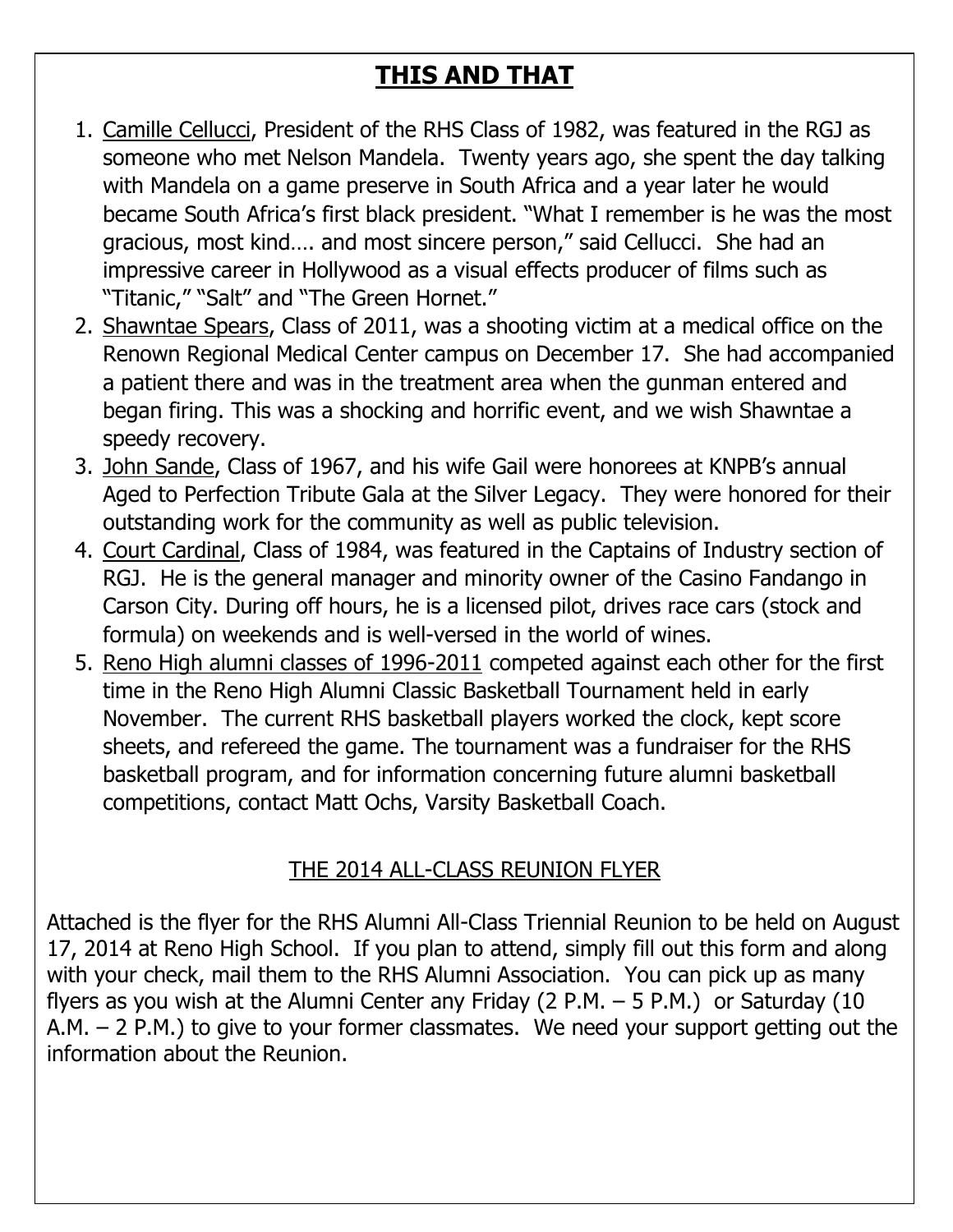# **THIS AND THAT**

1. Camille Cellucci, President of the RHS Class of 1982, was featured in the RGJ as someone who met Nelson Mandela. Twenty years ago, she spent the day talking with Mandela on a game preserve in South Africa and a year later he would became South Africa's first black president. "What I remember is he was the most gracious, most kind…. and most sincere person," said Cellucci. She had an impressive career in Hollywood as a visual effects producer of films such as "Titanic," "Salt" and "The Green Hornet."
2. Shawntae Spears, Class of 2011, was a shooting victim at a medical office on the Renown Regional Medical Center campus on December 17. She had accompanied a patient there and was in the treatment area when the gunman entered and began firing. This was a shocking and horrific event, and we wish Shawntae a speedy recovery.
3. John Sande, Class of 1967, and his wife Gail were honorees at KNPB's annual Aged to Perfection Tribute Gala at the Silver Legacy. They were honored for their outstanding work for the community as well as public television.
4. Court Cardinal, Class of 1984, was featured in the Captains of Industry section of RGJ. He is the general manager and minority owner of the Casino Fandango in Carson City. During off hours, he is a licensed pilot, drives race cars (stock and formula) on weekends and is well-versed in the world of wines.
5. Reno High alumni classes of 1996-2011 competed against each other for the first time in the Reno High Alumni Classic Basketball Tournament held in early November. The current RHS basketball players worked the clock, kept score sheets, and refereed the game. The tournament was a fundraiser for the RHS basketball program, and for information concerning future alumni basketball competitions, contact Matt Ochs, Varsity Basketball Coach.

## THE 2014 ALL-CLASS REUNION FLYER

Attached is the flyer for the RHS Alumni All-Class Triennial Reunion to be held on August 17, 2014 at Reno High School. If you plan to attend, simply fill out this form and along with your check, mail them to the RHS Alumni Association. You can pick up as many flyers as you wish at the Alumni Center any Friday (2 P.M. – 5 P.M.) or Saturday (10 A.M. – 2 P.M.) to give to your former classmates. We need your support getting out the information about the Reunion.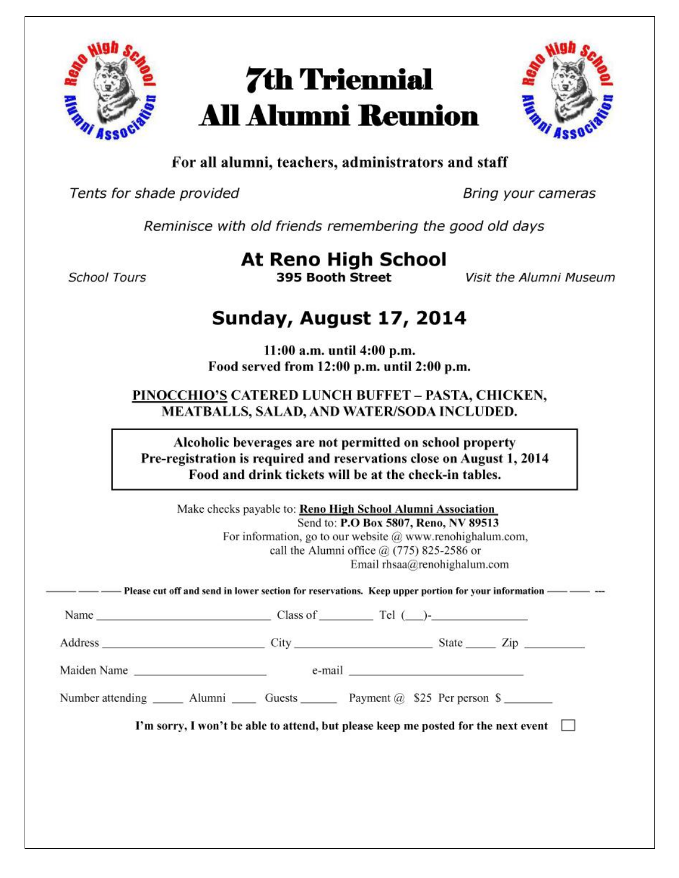# 7th Triennial All Alumni Reunion

**For all alumni, teachers, administrators and staff**

*Tents for shade provided*

*Bring your cameras*

*Reminisce with old friends remembering the good old days*

## At Reno High School

**395 Booth Street**

*School Tours*

*Visit the Alumni Museum*

## Sunday, August 17, 2014

**11:00 a.m. until 4:00 p.m.**
**Food served from 12:00 p.m. until 2:00 p.m.**

**PINOCCHIO'S CATERED LUNCH BUFFET – PASTA, CHICKEN, MEATBALLS, SALAD, AND WATER/SODA INCLUDED.**

**Alcoholic beverages are not permitted on school property**
**Pre-registration is required and reservations close on August 1, 2014**
**Food and drink tickets will be at the check-in tables.**

Make checks payable to: **Reno High School Alumni Association**
Send to: **P.O Box 5807, Reno, NV 89513**
For information, go to our website @ www.renohighalum.com,
call the Alumni office @ (775) 825-2586 or
Email rhsaa@renohighalum.com

**Please cut off and send in lower section for reservations. Keep upper portion for your information**

Name ______________________ Class of ________ Tel (___)-______________

Address ______________________ City ____________________ State _____ Zip __________

Maiden Name ____________________ e-mail ________________________

Number attending _____ Alumni ____ Guests ______ Payment @ $25 Per person $ ________

**I'm sorry, I won't be able to attend, but please keep me posted for the next event** ☐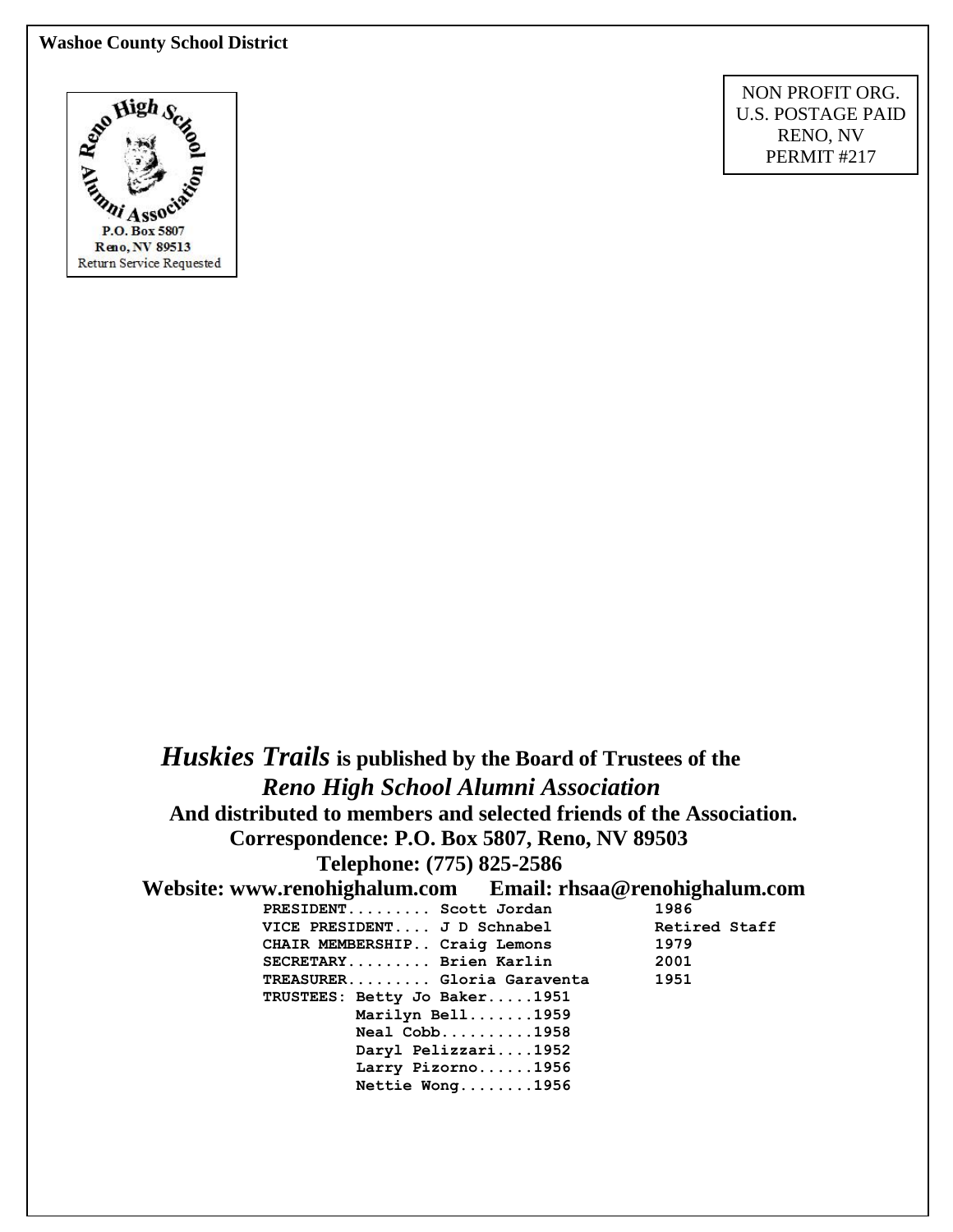**Washoe County School District**

Reno High School Alumni Association
P.O. Box 5807
Reno, NV 89513
Return Service Requested

NON PROFIT ORG.
U.S. POSTAGE PAID
RENO, NV
PERMIT #217

***Huskies Trails*** **is published by the Board of Trustees of the**
***Reno High School Alumni Association***
**And distributed to members and selected friends of the Association.**
**Correspondence: P.O. Box 5807, Reno, NV 89503**
**Telephone: (775) 825-2586**
**Website: www.renohighalum.com Email: rhsaa@renohighalum.com**

```
PRESIDENT......... Scott Jordan          1986
VICE PRESIDENT.... J D Schnabel          Retired Staff
CHAIR MEMBERSHIP.. Craig Lemons          1979
SECRETARY......... Brien Karlin          2001
TREASURER......... Gloria Garaventa      1951
TRUSTEES: Betty Jo Baker.....1951
          Marilyn Bell.......1959
          Neal Cobb..........1958
          Daryl Pelizzari....1952
          Larry Pizorno......1956
          Nettie Wong........1956
```